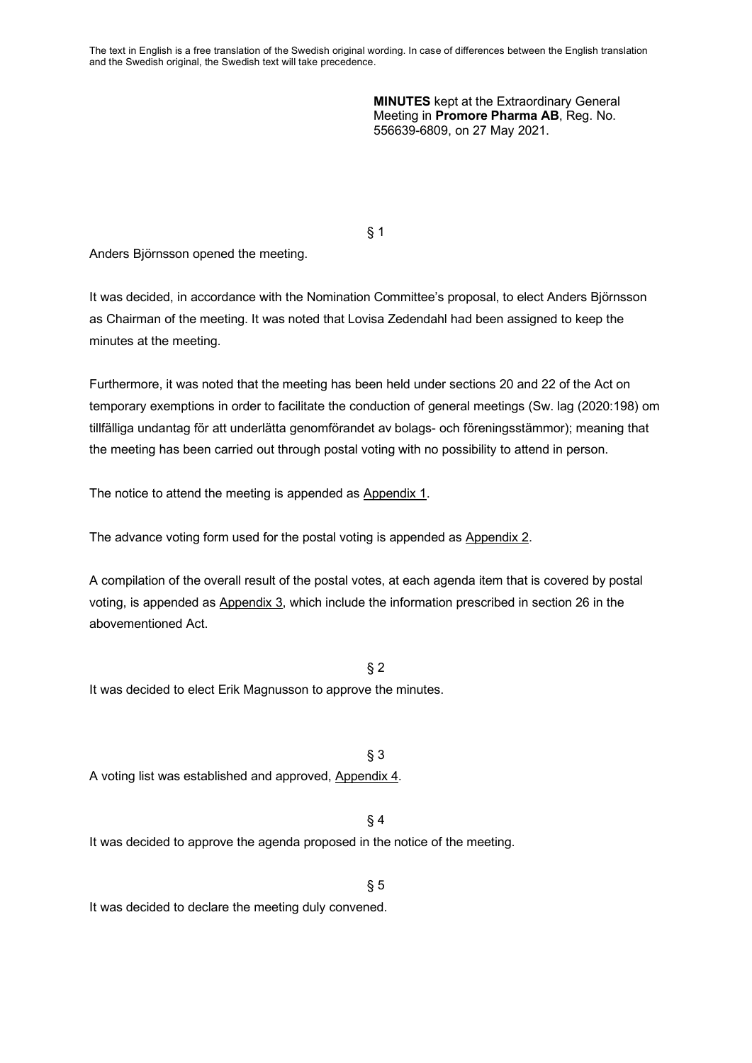The text in English is a free translation of the Swedish original wording. In case of differences between the English translation and the Swedish original, the Swedish text will take precedence.

**MINUTES** kept at the Extraordinary General Meeting in **Promore Pharma AB**, Reg. No. 556639-6809, on 27 May 2021.

§ 1

Anders Björnsson opened the meeting.

It was decided, in accordance with the Nomination Committee's proposal, to elect Anders Björnsson as Chairman of the meeting. It was noted that Lovisa Zedendahl had been assigned to keep the minutes at the meeting.

Furthermore, it was noted that the meeting has been held under sections 20 and 22 of the Act on temporary exemptions in order to facilitate the conduction of general meetings (Sw. lag (2020:198) om tillfälliga undantag för att underlätta genomförandet av bolags- och föreningsstämmor); meaning that the meeting has been carried out through postal voting with no possibility to attend in person.

The notice to attend the meeting is appended as Appendix 1.

The advance voting form used for the postal voting is appended as Appendix 2.

A compilation of the overall result of the postal votes, at each agenda item that is covered by postal voting, is appended as Appendix 3, which include the information prescribed in section 26 in the abovementioned Act.

§ 2

It was decided to elect Erik Magnusson to approve the minutes.

§ 3

A voting list was established and approved, Appendix 4.

§ 4

It was decided to approve the agenda proposed in the notice of the meeting.

§ 5

It was decided to declare the meeting duly convened.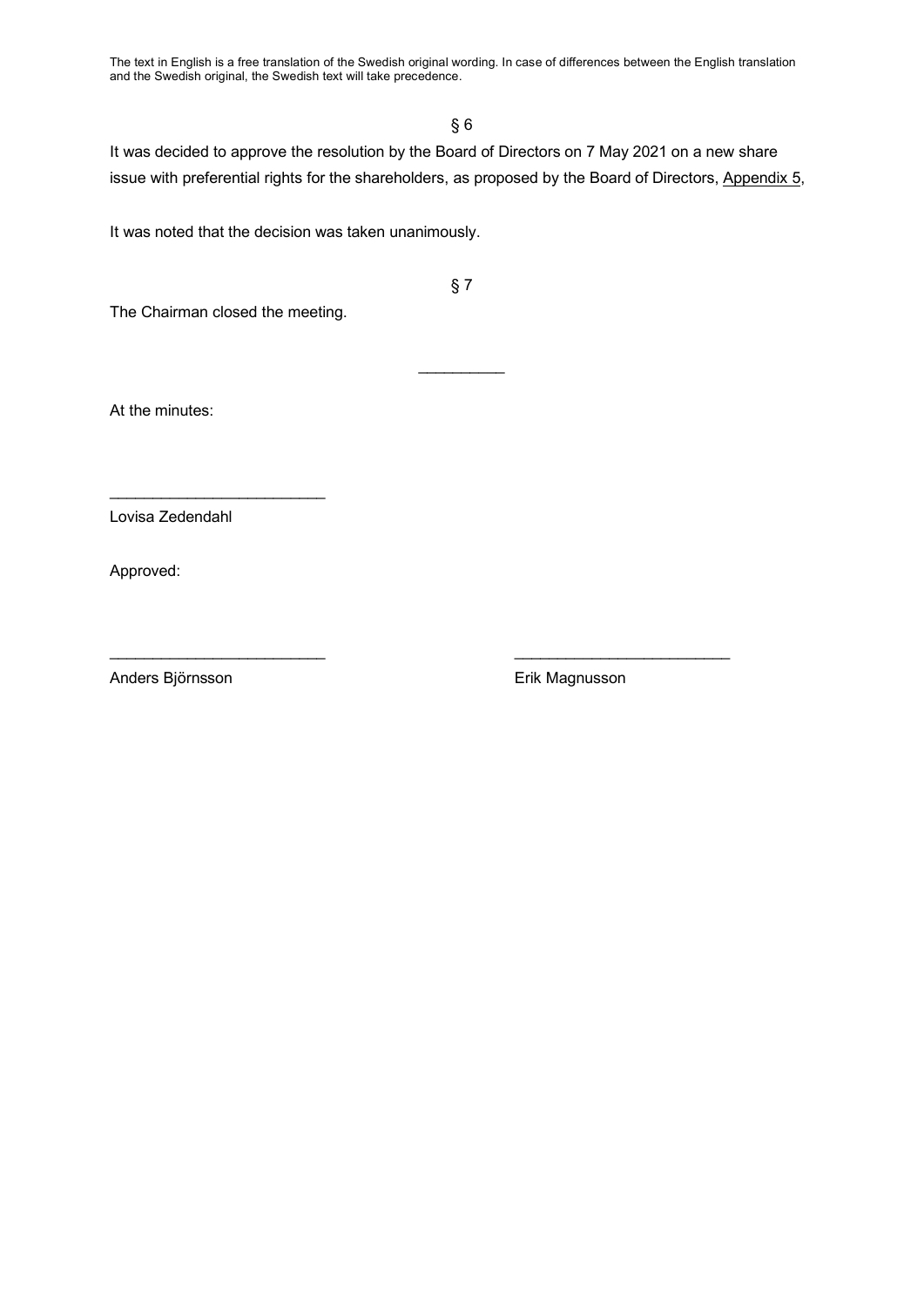The text in English is a free translation of the Swedish original wording. In case of differences between the English translation and the Swedish original, the Swedish text will take precedence.

§ 6

It was decided to approve the resolution by the Board of Directors on 7 May 2021 on a new share issue with preferential rights for the shareholders, as proposed by the Board of Directors, Appendix 5,

It was noted that the decision was taken unanimously.

§ 7

The Chairman closed the meeting.

__________

At the minutes:

_________________________

Lovisa Zedendahl

Approved:

_________________________

Anders Björnsson

_________________________

Erik Magnusson